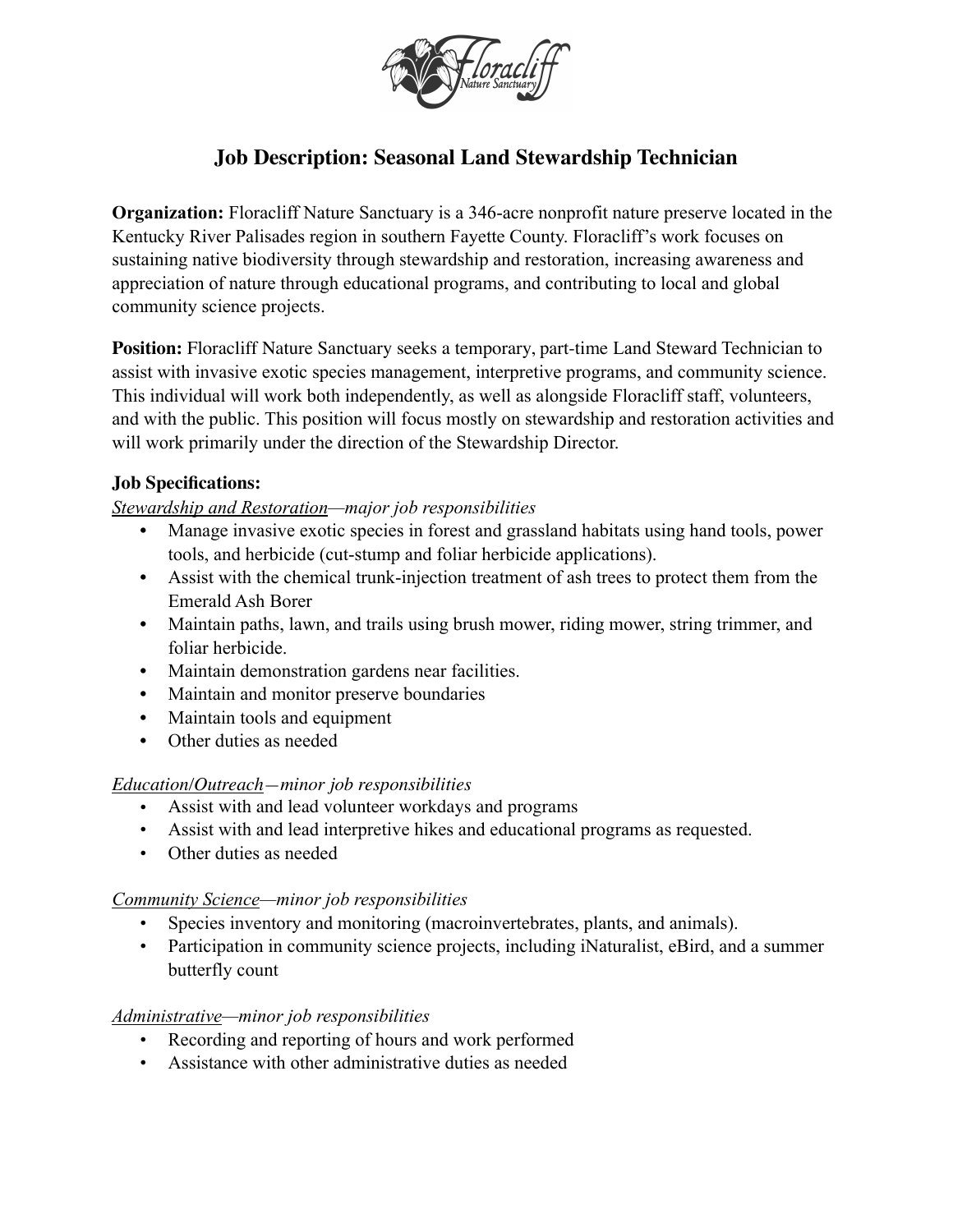# Job Description: Seasonal Land Stewardship Technician

**Organization:** Floracliff Nature Sanctuary is a 346-acre nonprofit nature preserve located in the Kentucky River Palisades region in southern Fayette County. Floracliff's work focuses on sustaining native biodiversity through stewardship and restoration, increasing awareness and appreciation of nature through educational programs, and contributing to local and global community science projects.

**Position:** Floracliff Nature Sanctuary seeks a temporary, part-time Land Steward Technician to assist with invasive exotic species management, interpretive programs, and community science. This individual will work both independently, as well as alongside Floracliff staff, volunteers, and with the public. This position will focus mostly on stewardship and restoration activities and will work primarily under the direction of the Stewardship Director.

**Job Specifications:**

*Stewardship and Restoration—major job responsibilities*

- Manage invasive exotic species in forest and grassland habitats using hand tools, power tools, and herbicide (cut-stump and foliar herbicide applications).
- Assist with the chemical trunk-injection treatment of ash trees to protect them from the Emerald Ash Borer
- Maintain paths, lawn, and trails using brush mower, riding mower, string trimmer, and foliar herbicide.
- Maintain demonstration gardens near facilities.
- Maintain and monitor preserve boundaries
- Maintain tools and equipment
- Other duties as needed

*Education/Outreach—minor job responsibilities*

- Assist with and lead volunteer workdays and programs
- Assist with and lead interpretive hikes and educational programs as requested.
- Other duties as needed

*Community Science—minor job responsibilities*

- Species inventory and monitoring (macroinvertebrates, plants, and animals).
- Participation in community science projects, including iNaturalist, eBird, and a summer butterfly count

*Administrative—minor job responsibilities*

- Recording and reporting of hours and work performed
- Assistance with other administrative duties as needed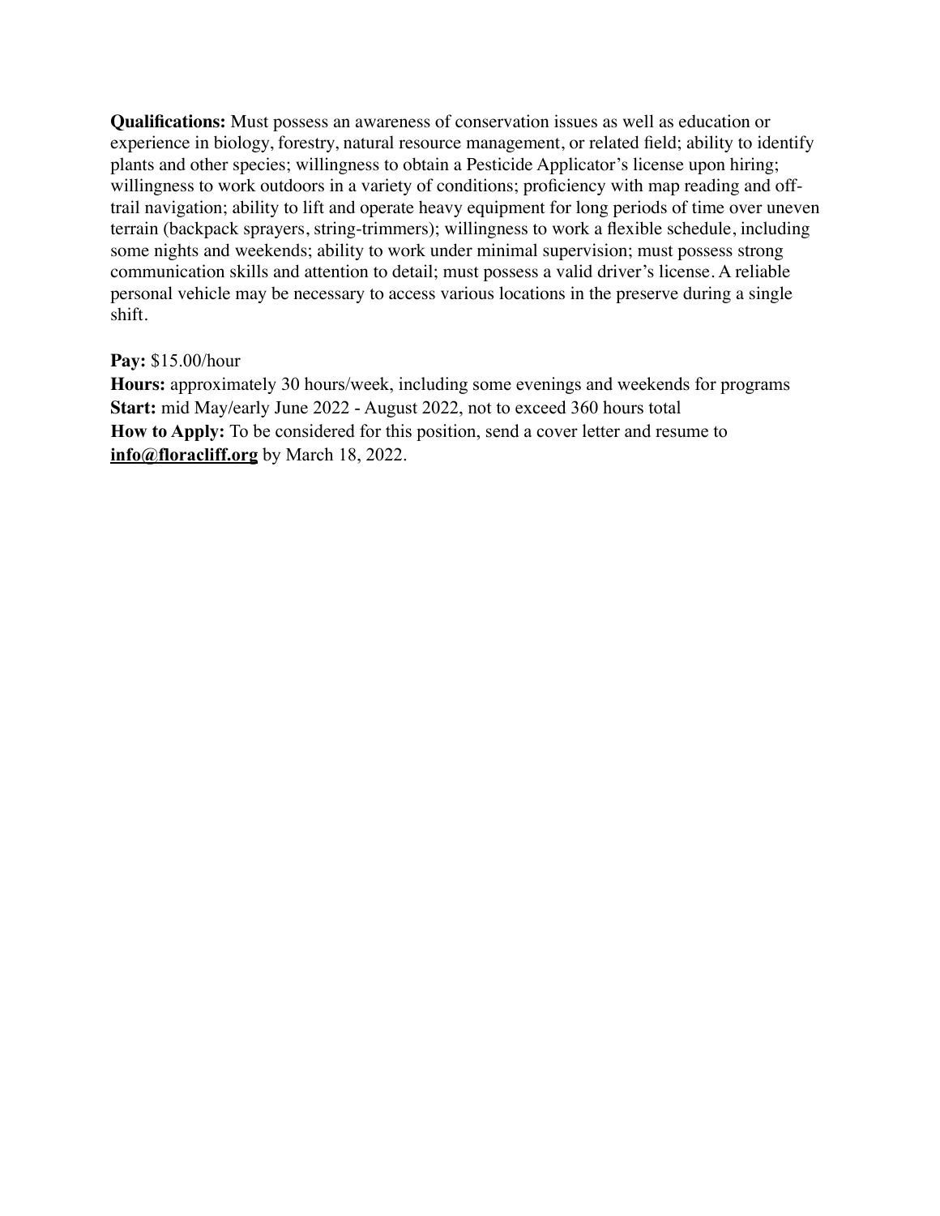**Qualifications:** Must possess an awareness of conservation issues as well as education or experience in biology, forestry, natural resource management, or related field; ability to identify plants and other species; willingness to obtain a Pesticide Applicator's license upon hiring; willingness to work outdoors in a variety of conditions; proficiency with map reading and off-trail navigation; ability to lift and operate heavy equipment for long periods of time over uneven terrain (backpack sprayers, string-trimmers); willingness to work a flexible schedule, including some nights and weekends; ability to work under minimal supervision; must possess strong communication skills and attention to detail; must possess a valid driver's license. A reliable personal vehicle may be necessary to access various locations in the preserve during a single shift.

**Pay:** $15.00/hour  
**Hours:** approximately 30 hours/week, including some evenings and weekends for programs  
**Start:** mid May/early June 2022 - August 2022, not to exceed 360 hours total  
**How to Apply:** To be considered for this position, send a cover letter and resume to **info@floracliff.org** by March 18, 2022.